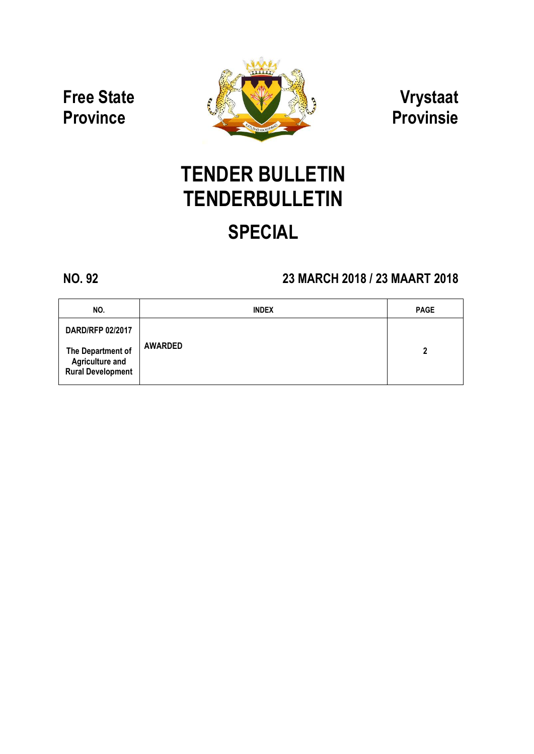**Free State Province**

**Vrystaat Provinsie**

# TENDER BULLETIN
# TENDERBULLETIN

## SPECIAL

**NO. 92** **23 MARCH 2018 / 23 MAART 2018**

| NO. | INDEX | PAGE |
|---|---|---|
| **DARD/RFP 02/2017**<br><br>**The Department of Agriculture and Rural Development** | **AWARDED** | **2** |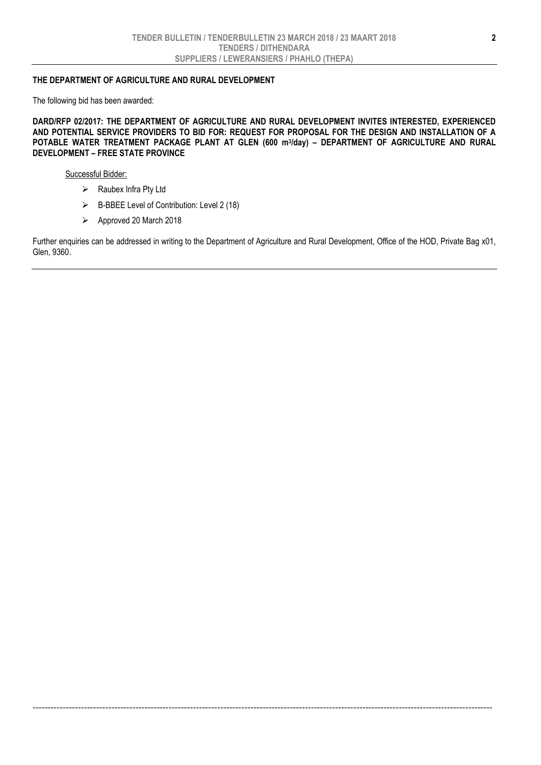**THE DEPARTMENT OF AGRICULTURE AND RURAL DEVELOPMENT**

The following bid has been awarded:

**DARD/RFP 02/2017: THE DEPARTMENT OF AGRICULTURE AND RURAL DEVELOPMENT INVITES INTERESTED, EXPERIENCED AND POTENTIAL SERVICE PROVIDERS TO BID FOR: REQUEST FOR PROPOSAL FOR THE DESIGN AND INSTALLATION OF A POTABLE WATER TREATMENT PACKAGE PLANT AT GLEN (600 m$^3$/day) – DEPARTMENT OF AGRICULTURE AND RURAL DEVELOPMENT – FREE STATE PROVINCE**

Successful Bidder:

- Raubex Infra Pty Ltd
- B-BBEE Level of Contribution: Level 2 (18)
- Approved 20 March 2018

Further enquiries can be addressed in writing to the Department of Agriculture and Rural Development, Office of the HOD, Private Bag x01, Glen, 9360.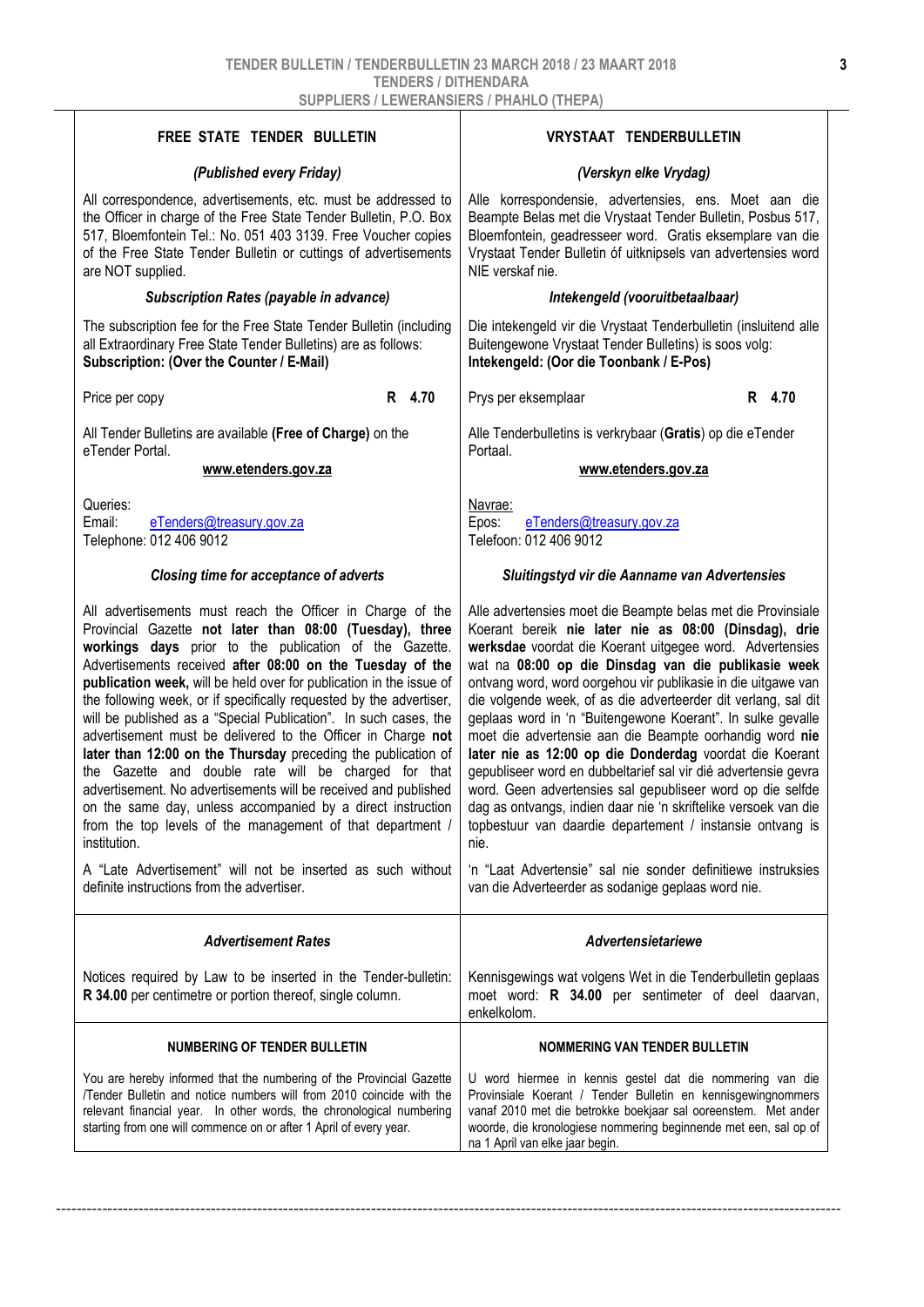## FREE STATE TENDER BULLETIN

*(Published every Friday)*

All correspondence, advertisements, etc. must be addressed to the Officer in charge of the Free State Tender Bulletin, P.O. Box 517, Bloemfontein Tel.: No. 051 403 3139. Free Voucher copies of the Free State Tender Bulletin or cuttings of advertisements are NOT supplied.

***Subscription Rates (payable in advance)***

The subscription fee for the Free State Tender Bulletin (including all Extraordinary Free State Tender Bulletins) are as follows:
**Subscription: (Over the Counter / E-Mail)**

Price per copy **R 4.70**

All Tender Bulletins are available **(Free of Charge)** on the eTender Portal.

**www.etenders.gov.za**

Queries:
Email: eTenders@treasury.gov.za
Telephone: 012 406 9012

***Closing time for acceptance of adverts***

All advertisements must reach the Officer in Charge of the Provincial Gazette **not later than 08:00 (Tuesday), three workings days** prior to the publication of the Gazette. Advertisements received **after 08:00 on the Tuesday of the publication week,** will be held over for publication in the issue of the following week, or if specifically requested by the advertiser, will be published as a "Special Publication". In such cases, the advertisement must be delivered to the Officer in Charge **not later than 12:00 on the Thursday** preceding the publication of the Gazette and double rate will be charged for that advertisement. No advertisements will be received and published on the same day, unless accompanied by a direct instruction from the top levels of the management of that department / institution.

A "Late Advertisement" will not be inserted as such without definite instructions from the advertiser.

***Advertisement Rates***

Notices required by Law to be inserted in the Tender-bulletin: **R 34.00** per centimetre or portion thereof, single column.

**NUMBERING OF TENDER BULLETIN**

You are hereby informed that the numbering of the Provincial Gazette /Tender Bulletin and notice numbers will from 2010 coincide with the relevant financial year. In other words, the chronological numbering starting from one will commence on or after 1 April of every year.

## VRYSTAAT TENDERBULLETIN

*(Verskyn elke Vrydag)*

Alle korrespondensie, advertensies, ens. Moet aan die Beampte Belas met die Vrystaat Tender Bulletin, Posbus 517, Bloemfontein, geadresseer word. Gratis eksemplare van die Vrystaat Tender Bulletin óf uitknipsels van advertensies word NIE verskaf nie.

***Intekengeld (vooruitbetaalbaar)***

Die intekengeld vir die Vrystaat Tenderbulletin (insluitend alle Buitengewone Vrystaat Tender Bulletins) is soos volg:
**Intekengeld: (Oor die Toonbank / E-Pos)**

Prys per eksemplaar **R 4.70**

Alle Tenderbulletins is verkrybaar (**Gratis**) op die eTender Portaal.

**www.etenders.gov.za**

Navrae:
Epos: eTenders@treasury.gov.za
Telefoon: 012 406 9012

***Sluitingstyd vir die Aanname van Advertensies***

Alle advertensies moet die Beampte belas met die Provinsiale Koerant bereik **nie later nie as 08:00 (Dinsdag), drie werksdae** voordat die Koerant uitgegee word. Advertensies wat na **08:00 op die Dinsdag van die publikasie week** ontvang word, word oorgehou vir publikasie in die uitgawe van die volgende week, of as die adverteerder dit verlang, sal dit geplaas word in 'n "Buitengewone Koerant". In sulke gevalle moet die advertensie aan die Beampte oorhandig word **nie later nie as 12:00 op die Donderdag** voordat die Koerant gepubliseer word en dubbeltarief sal vir dié advertensie gevra word. Geen advertensies sal gepubliseer word op die selfde dag as ontvangs, indien daar nie 'n skriftelike versoek van die topbestuur van daardie departement / instansie ontvang is nie.

'n "Laat Advertensie" sal nie sonder definitiewe instruksies van die Adverteerder as sodanige geplaas word nie.

***Advertensietariewe***

Kennisgewings wat volgens Wet in die Tenderbulletin geplaas moet word: **R 34.00** per sentimeter of deel daarvan, enkelkolom.

**NOMMERING VAN TENDER BULLETIN**

U word hiermee in kennis gestel dat die nommering van die Provinsiale Koerant / Tender Bulletin en kennisgewingnommers vanaf 2010 met die betrokke boekjaar sal ooreenstem. Met ander woorde, die kronologiese nommering beginnende met een, sal op of na 1 April van elke jaar begin.